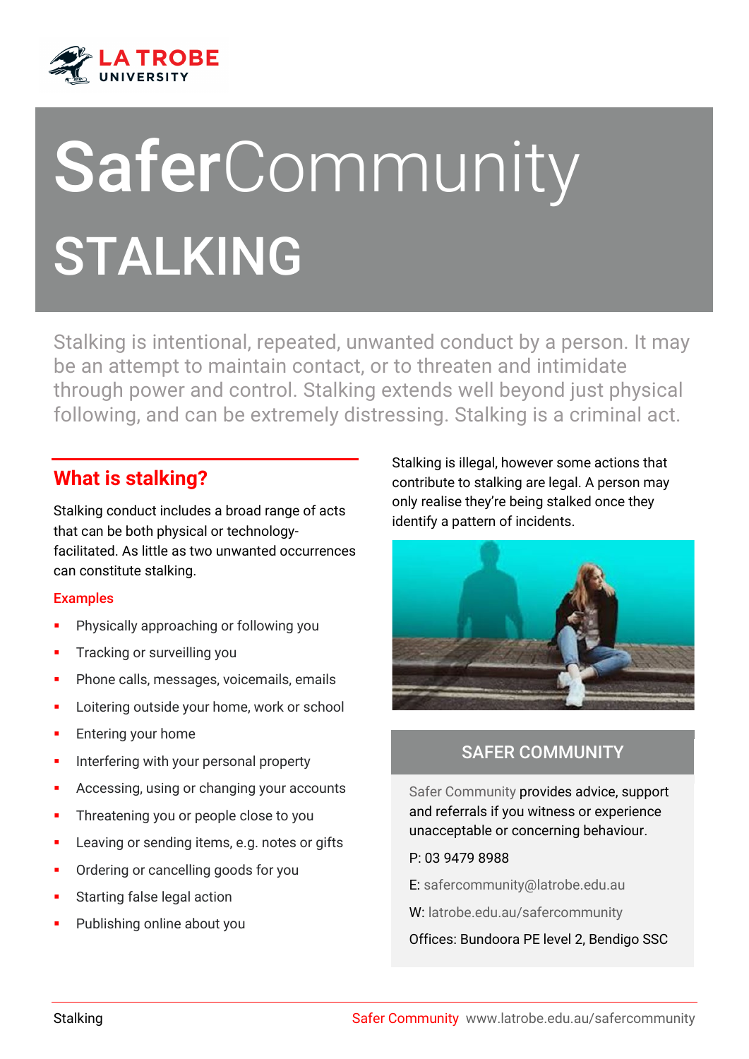# SaferCommunity

# STALKING

Stalking is intentional, repeated, unwanted conduct by a person. It may be an attempt to maintain contact, or to threaten and intimidate through power and control. Stalking extends well beyond just physical following, and can be extremely distressing. Stalking is a criminal act.

## What is stalking?

Stalking conduct includes a broad range of acts that can be both physical or technology-facilitated. As little as two unwanted occurrences can constitute stalking.

### Examples

- Physically approaching or following you
- Tracking or surveilling you
- Phone calls, messages, voicemails, emails
- Loitering outside your home, work or school
- Entering your home
- Interfering with your personal property
- Accessing, using or changing your accounts
- Threatening you or people close to you
- Leaving or sending items, e.g. notes or gifts
- Ordering or cancelling goods for you
- Starting false legal action
- Publishing online about you

Stalking is illegal, however some actions that contribute to stalking are legal. A person may only realise they're being stalked once they identify a pattern of incidents.

## SAFER COMMUNITY

Safer Community provides advice, support and referrals if you witness or experience unacceptable or concerning behaviour.

P: 03 9479 8988

E: safercommunity@latrobe.edu.au

W: latrobe.edu.au/safercommunity

Offices: Bundoora PE level 2, Bendigo SSC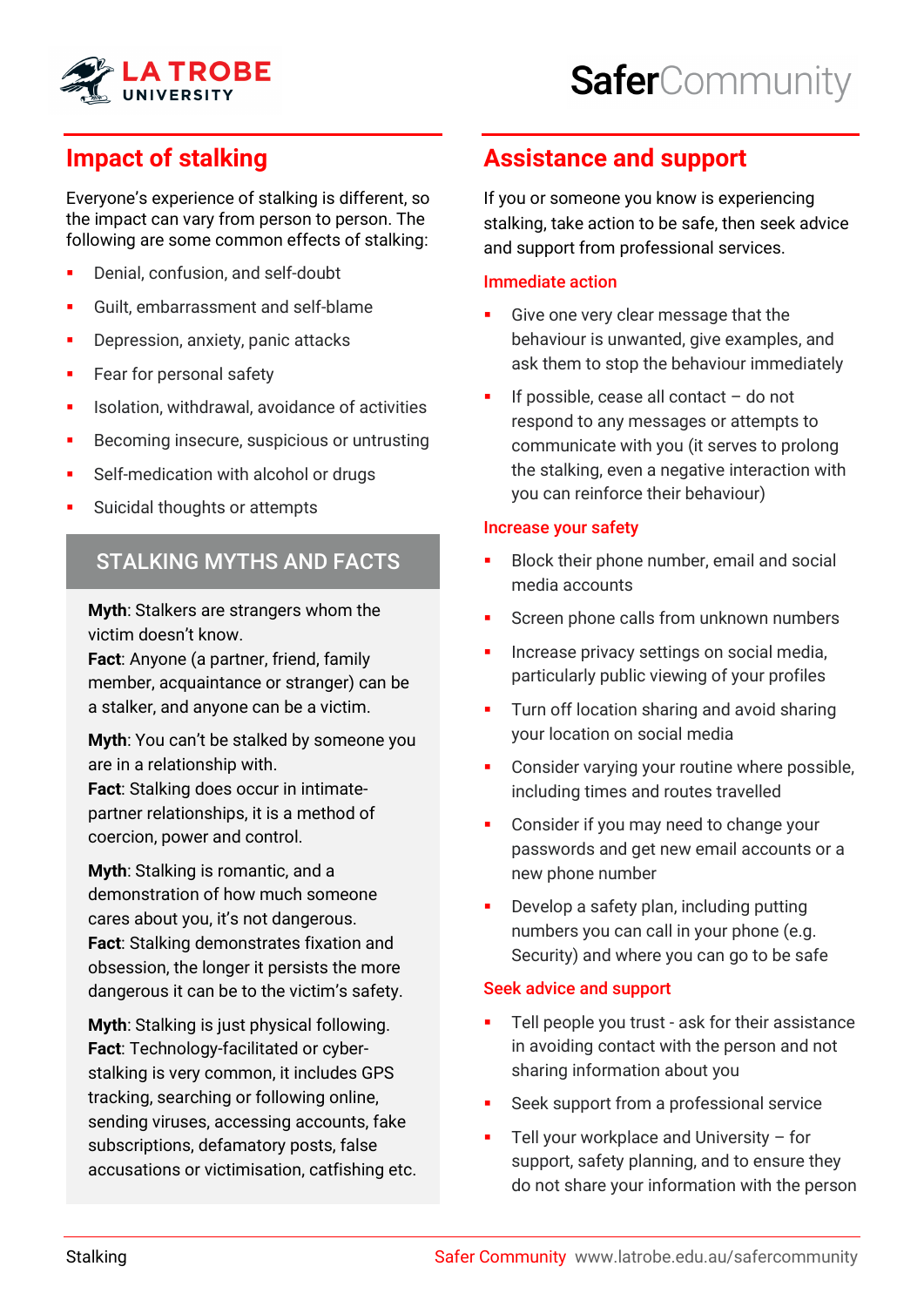## Impact of stalking

Everyone's experience of stalking is different, so the impact can vary from person to person. The following are some common effects of stalking:

- Denial, confusion, and self-doubt
- Guilt, embarrassment and self-blame
- Depression, anxiety, panic attacks
- Fear for personal safety
- Isolation, withdrawal, avoidance of activities
- Becoming insecure, suspicious or untrusting
- Self-medication with alcohol or drugs
- Suicidal thoughts or attempts

### STALKING MYTHS AND FACTS

**Myth**: Stalkers are strangers whom the victim doesn't know.
**Fact**: Anyone (a partner, friend, family member, acquaintance or stranger) can be a stalker, and anyone can be a victim.

**Myth**: You can't be stalked by someone you are in a relationship with.
**Fact**: Stalking does occur in intimate-partner relationships, it is a method of coercion, power and control.

**Myth**: Stalking is romantic, and a demonstration of how much someone cares about you, it's not dangerous.
**Fact**: Stalking demonstrates fixation and obsession, the longer it persists the more dangerous it can be to the victim's safety.

**Myth**: Stalking is just physical following.
**Fact**: Technology-facilitated or cyber-stalking is very common, it includes GPS tracking, searching or following online, sending viruses, accessing accounts, fake subscriptions, defamatory posts, false accusations or victimisation, catfishing etc.

## Assistance and support

If you or someone you know is experiencing stalking, take action to be safe, then seek advice and support from professional services.

### Immediate action

- Give one very clear message that the behaviour is unwanted, give examples, and ask them to stop the behaviour immediately
- If possible, cease all contact – do not respond to any messages or attempts to communicate with you (it serves to prolong the stalking, even a negative interaction with you can reinforce their behaviour)

### Increase your safety

- Block their phone number, email and social media accounts
- Screen phone calls from unknown numbers
- Increase privacy settings on social media, particularly public viewing of your profiles
- Turn off location sharing and avoid sharing your location on social media
- Consider varying your routine where possible, including times and routes travelled
- Consider if you may need to change your passwords and get new email accounts or a new phone number
- Develop a safety plan, including putting numbers you can call in your phone (e.g. Security) and where you can go to be safe

### Seek advice and support

- Tell people you trust - ask for their assistance in avoiding contact with the person and not sharing information about you
- Seek support from a professional service
- Tell your workplace and University – for support, safety planning, and to ensure they do not share your information with the person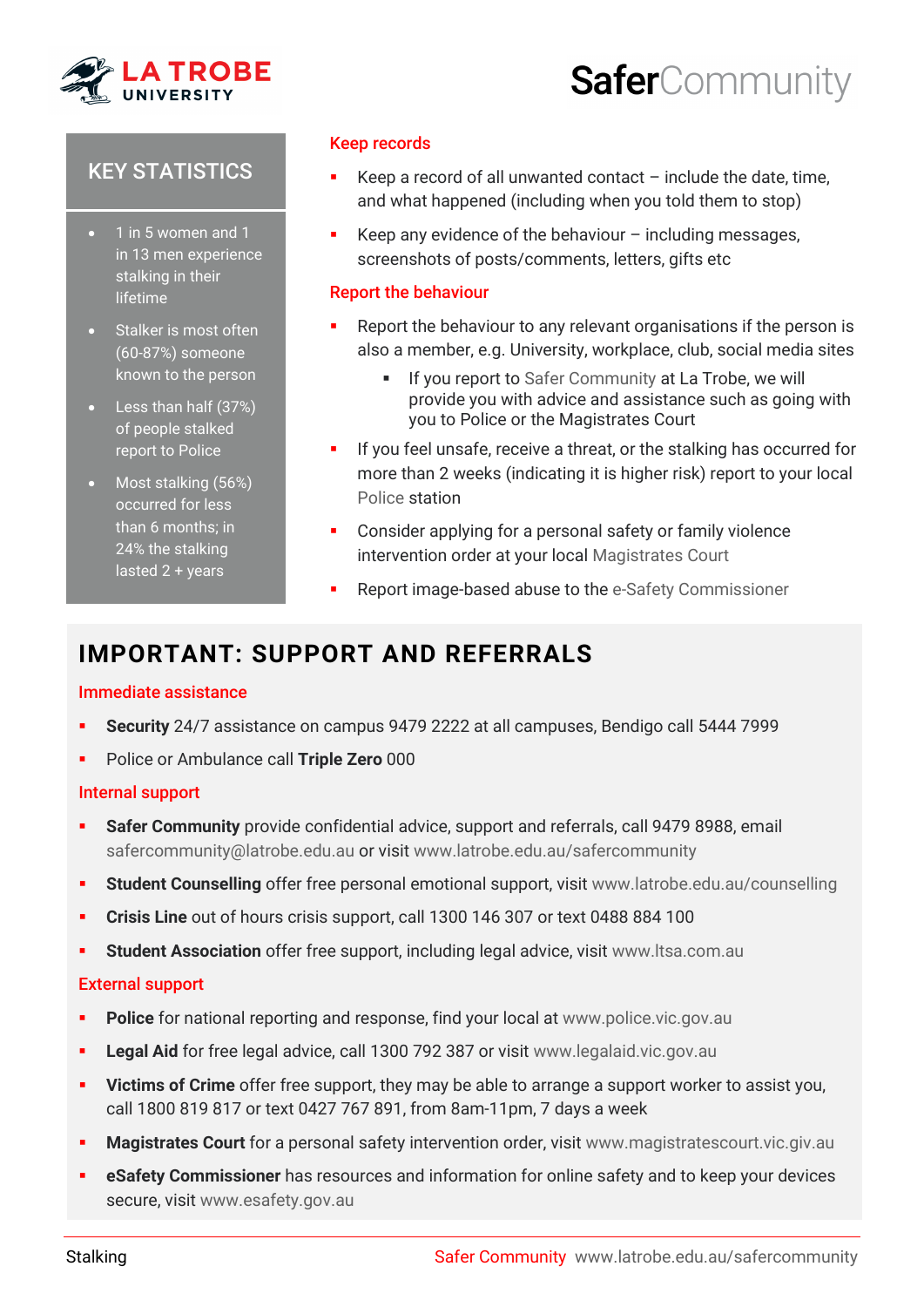## KEY STATISTICS

- 1 in 5 women and 1 in 13 men experience stalking in their lifetime
- Stalker is most often (60-87%) someone known to the person
- Less than half (37%) of people stalked report to Police
- Most stalking (56%) occurred for less than 6 months; in 24% the stalking lasted 2 + years

### Keep records

- Keep a record of all unwanted contact – include the date, time, and what happened (including when you told them to stop)
- Keep any evidence of the behaviour – including messages, screenshots of posts/comments, letters, gifts etc

### Report the behaviour

- Report the behaviour to any relevant organisations if the person is also a member, e.g. University, workplace, club, social media sites
  - If you report to Safer Community at La Trobe, we will provide you with advice and assistance such as going with you to Police or the Magistrates Court
- If you feel unsafe, receive a threat, or the stalking has occurred for more than 2 weeks (indicating it is higher risk) report to your local Police station
- Consider applying for a personal safety or family violence intervention order at your local Magistrates Court
- Report image-based abuse to the e-Safety Commissioner

## IMPORTANT: SUPPORT AND REFERRALS

### Immediate assistance

- **Security** 24/7 assistance on campus 9479 2222 at all campuses, Bendigo call 5444 7999
- Police or Ambulance call **Triple Zero** 000

### Internal support

- **Safer Community** provide confidential advice, support and referrals, call 9479 8988, email safercommunity@latrobe.edu.au or visit www.latrobe.edu.au/safercommunity
- **Student Counselling** offer free personal emotional support, visit www.latrobe.edu.au/counselling
- **Crisis Line** out of hours crisis support, call 1300 146 307 or text 0488 884 100
- **Student Association** offer free support, including legal advice, visit www.ltsa.com.au

### External support

- **Police** for national reporting and response, find your local at www.police.vic.gov.au
- **Legal Aid** for free legal advice, call 1300 792 387 or visit www.legalaid.vic.gov.au
- **Victims of Crime** offer free support, they may be able to arrange a support worker to assist you, call 1800 819 817 or text 0427 767 891, from 8am-11pm, 7 days a week
- **Magistrates Court** for a personal safety intervention order, visit www.magistratescourt.vic.giv.au
- **eSafety Commissioner** has resources and information for online safety and to keep your devices secure, visit www.esafety.gov.au